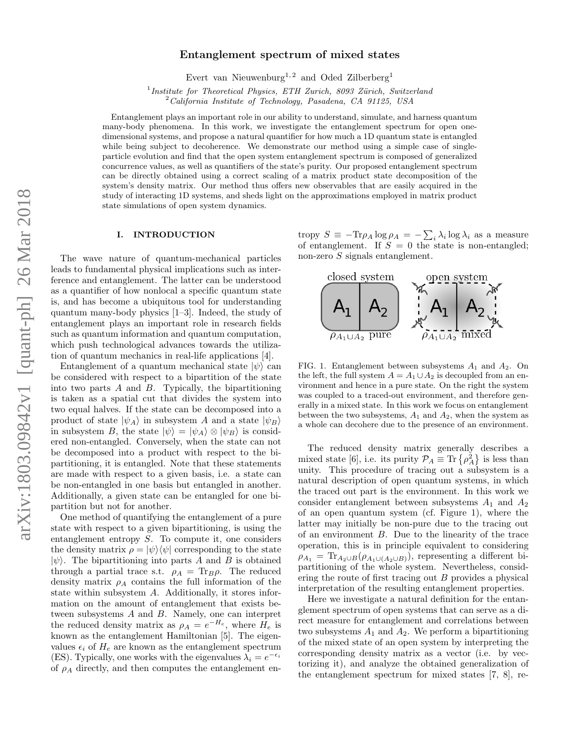# Entanglement spectrum of mixed states

Evert van Nieuwenburg[1,2] and Oded Zilberberg[1]

[1] *Institute for Theoretical Physics, ETH Zurich, 8093 Zürich, Switzerland*
[2] *California Institute of Technology, Pasadena, CA 91125, USA*

Entanglement plays an important role in our ability to understand, simulate, and harness quantum many-body phenomena. In this work, we investigate the entanglement spectrum for open one-dimensional systems, and propose a natural quantifier for how much a 1D quantum state is entangled while being subject to decoherence. We demonstrate our method using a simple case of single-particle evolution and find that the open system entanglement spectrum is composed of generalized concurrence values, as well as quantifiers of the state's purity. Our proposed entanglement spectrum can be directly obtained using a correct scaling of a matrix product state decomposition of the system's density matrix. Our method thus offers new observables that are easily acquired in the study of interacting 1D systems, and sheds light on the approximations employed in matrix product state simulations of open system dynamics.

## I. INTRODUCTION

The wave nature of quantum-mechanical particles leads to fundamental physical implications such as interference and entanglement. The latter can be understood as a quantifier of how nonlocal a specific quantum state is, and has become a ubiquitous tool for understanding quantum many-body physics [1–3]. Indeed, the study of entanglement plays an important role in research fields such as quantum information and quantum computation, which push technological advances towards the utilization of quantum mechanics in real-life applications [4].

Entanglement of a quantum mechanical state $|\psi\rangle$ can be considered with respect to a bipartition of the state into two parts $A$ and $B$. Typically, the bipartitioning is taken as a spatial cut that divides the system into two equal halves. If the state can be decomposed into a product of state $|\psi_A\rangle$ in subsystem $A$ and a state $|\psi_B\rangle$ in subsystem $B$, the state $|\psi\rangle = |\psi_A\rangle \otimes |\psi_B\rangle$ is considered non-entangled. Conversely, when the state can not be decomposed into a product with respect to the bipartitioning, it is entangled. Note that these statements are made with respect to a given basis, i.e. a state can be non-entangled in one basis but entangled in another. Additionally, a given state can be entangled for one bipartition but not for another.

One method of quantifying the entanglement of a pure state with respect to a given bipartitioning, is using the entanglement entropy $S$. To compute it, one considers the density matrix $\rho = |\psi\rangle\langle\psi|$ corresponding to the state $|\psi\rangle$. The bipartitioning into parts $A$ and $B$ is obtained through a partial trace s.t. $\rho_A = \mathrm{Tr}_B\rho$. The reduced density matrix $\rho_A$ contains the full information of the state within subsystem $A$. Additionally, it stores information on the amount of entanglement that exists between subsystems $A$ and $B$. Namely, one can interpret the reduced density matrix as $\rho_A = e^{-H_e}$, where $H_e$ is known as the entanglement Hamiltonian [5]. The eigenvalues $\epsilon_i$ of $H_e$ are known as the entanglement spectrum (ES). Typically, one works with the eigenvalues $\lambda_i = e^{-\epsilon_i}$ of $\rho_A$ directly, and then computes the entanglement entropy $S \equiv -\mathrm{Tr}\rho_A \log \rho_A = -\sum_i \lambda_i \log \lambda_i$ as a measure of entanglement. If $S = 0$ the state is non-entangled; non-zero $S$ signals entanglement.

FIG. 1. Entanglement between subsystems $A_1$ and $A_2$. On the left, the full system $A = A_1 \cup A_2$ is decoupled from an environment and hence in a pure state. On the right the system was coupled to a traced-out environment, and therefore generally in a mixed state. In this work we focus on entanglement between the two subsystems, $A_1$ and $A_2$, when the system as a whole can decohere due to the presence of an environment.

The reduced density matrix generally describes a mixed state [6], i.e. its purity $\mathcal{P}_A \equiv \mathrm{Tr}\left\{\rho_A^2\right\}$ is less than unity. This procedure of tracing out a subsystem is a natural description of open quantum systems, in which the traced out part is the environment. In this work we consider entanglement between subsystems $A_1$ and $A_2$ of an open quantum system (cf. Figure 1), where the latter may initially be non-pure due to the tracing out of an environment $B$. Due to the linearity of the trace operation, this is in principle equivalent to considering $\rho_{A_1} = \mathrm{Tr}_{A_2 \cup B}(\rho_{A_1 \cup (A_2 \cup B)})$, representing a different bipartitioning of the whole system. Nevertheless, considering the route of first tracing out $B$ provides a physical interpretation of the resulting entanglement properties.

Here we investigate a natural definition for the entanglement spectrum of open systems that can serve as a direct measure for entanglement and correlations between two subsystems $A_1$ and $A_2$. We perform a bipartitioning of the mixed state of an open system by interpreting the corresponding density matrix as a vector (i.e. by vectorizing it), and analyze the obtained generalization of the entanglement spectrum for mixed states [7, 8], re-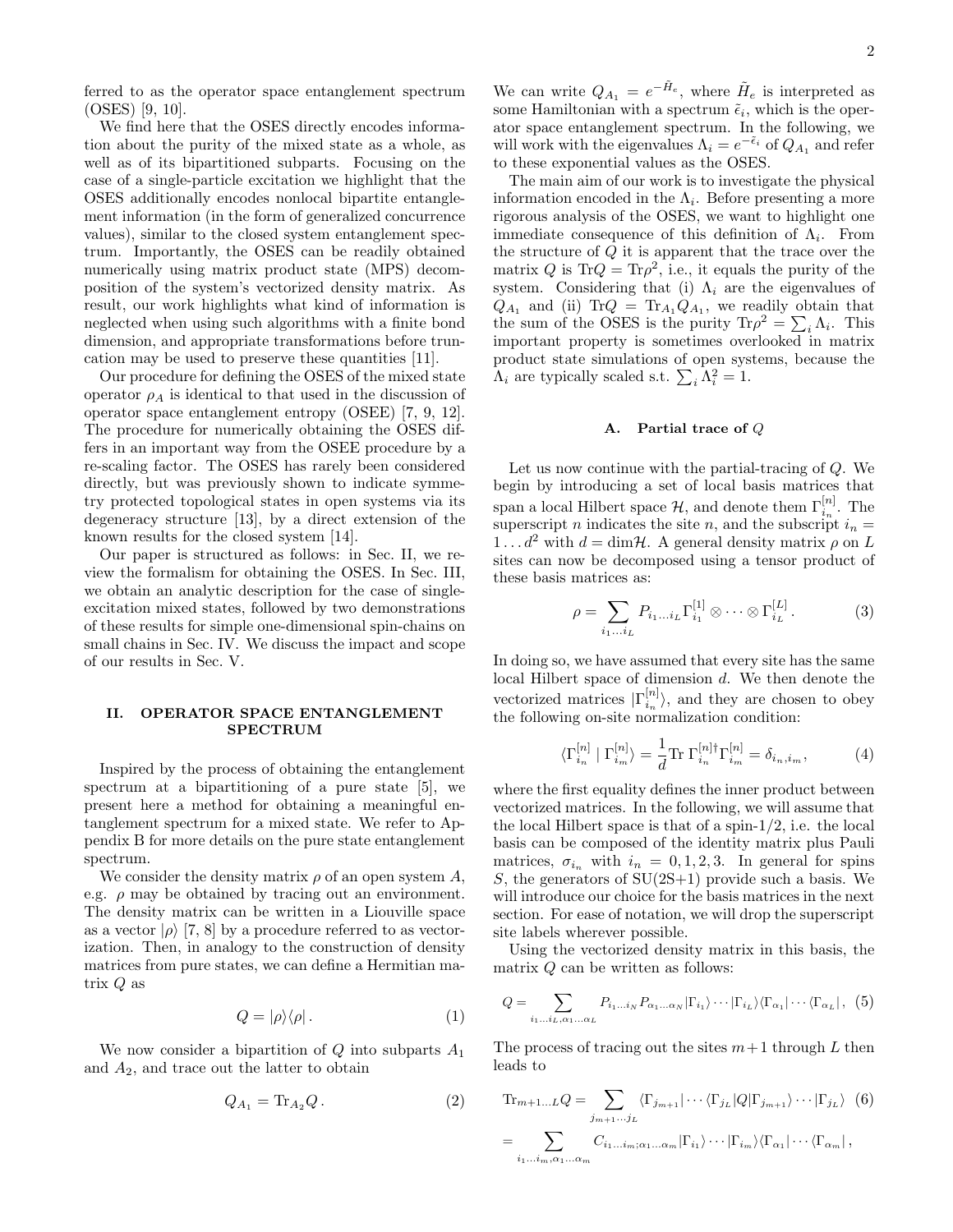ferred to as the operator space entanglement spectrum (OSES) [9, 10].

We find here that the OSES directly encodes information about the purity of the mixed state as a whole, as well as of its bipartitioned subparts. Focusing on the case of a single-particle excitation we highlight that the OSES additionally encodes nonlocal bipartite entanglement information (in the form of generalized concurrence values), similar to the closed system entanglement spectrum. Importantly, the OSES can be readily obtained numerically using matrix product state (MPS) decomposition of the system's vectorized density matrix. As result, our work highlights what kind of information is neglected when using such algorithms with a finite bond dimension, and appropriate transformations before truncation may be used to preserve these quantities [11].

Our procedure for defining the OSES of the mixed state operator $\rho_A$ is identical to that used in the discussion of operator space entanglement entropy (OSEE) [7, 9, 12]. The procedure for numerically obtaining the OSES differs in an important way from the OSEE procedure by a re-scaling factor. The OSES has rarely been considered directly, but was previously shown to indicate symmetry protected topological states in open systems via its degeneracy structure [13], by a direct extension of the known results for the closed system [14].

Our paper is structured as follows: in Sec. II, we review the formalism for obtaining the OSES. In Sec. III, we obtain an analytic description for the case of single-excitation mixed states, followed by two demonstrations of these results for simple one-dimensional spin-chains on small chains in Sec. IV. We discuss the impact and scope of our results in Sec. V.

## II. OPERATOR SPACE ENTANGLEMENT SPECTRUM

Inspired by the process of obtaining the entanglement spectrum at a bipartitioning of a pure state [5], we present here a method for obtaining a meaningful entanglement spectrum for a mixed state. We refer to Appendix B for more details on the pure state entanglement spectrum.

We consider the density matrix $\rho$ of an open system $A$, e.g. $\rho$ may be obtained by tracing out an environment. The density matrix can be written in a Liouville space as a vector $|\rho\rangle$ [7, 8] by a procedure referred to as vectorization. Then, in analogy to the construction of density matrices from pure states, we can define a Hermitian matrix $Q$ as

$$Q = |\rho\rangle\langle\rho| \,. \tag{1}$$

We now consider a bipartition of $Q$ into subparts $A_1$ and $A_2$, and trace out the latter to obtain

$$Q_{A_1} = \mathrm{Tr}_{A_2} Q \,. \tag{2}$$

We can write $Q_{A_1} = e^{-\tilde{H}_e}$, where $\tilde{H}_e$ is interpreted as some Hamiltonian with a spectrum $\tilde{\epsilon}_i$, which is the operator space entanglement spectrum. In the following, we will work with the eigenvalues $\Lambda_i = e^{-\tilde{\epsilon}_i}$ of $Q_{A_1}$ and refer to these exponential values as the OSES.

The main aim of our work is to investigate the physical information encoded in the $\Lambda_i$. Before presenting a more rigorous analysis of the OSES, we want to highlight one immediate consequence of this definition of $\Lambda_i$. From the structure of $Q$ it is apparent that the trace over the matrix $Q$ is $\mathrm{Tr}Q = \mathrm{Tr}\rho^2$, i.e., it equals the purity of the system. Considering that (i) $\Lambda_i$ are the eigenvalues of $Q_{A_1}$ and (ii) $\mathrm{Tr}Q = \mathrm{Tr}_{A_1} Q_{A_1}$, we readily obtain that the sum of the OSES is the purity $\mathrm{Tr}\rho^2 = \sum_i \Lambda_i$. This important property is sometimes overlooked in matrix product state simulations of open systems, because the $\Lambda_i$ are typically scaled s.t. $\sum_i \Lambda_i^2 = 1$.

### A. Partial trace of $Q$

Let us now continue with the partial-tracing of $Q$. We begin by introducing a set of local basis matrices that span a local Hilbert space $\mathcal{H}$, and denote them $\Gamma^{[n]}_{i_n}$. The superscript $n$ indicates the site $n$, and the subscript $i_n = 1 \ldots d^2$ with $d = \dim\mathcal{H}$. A general density matrix $\rho$ on $L$ sites can now be decomposed using a tensor product of these basis matrices as:

$$\rho = \sum_{i_1 \ldots i_L} P_{i_1 \ldots i_L} \Gamma^{[1]}_{i_1} \otimes \cdots \otimes \Gamma^{[L]}_{i_L} \,. \tag{3}$$

In doing so, we have assumed that every site has the same local Hilbert space of dimension $d$. We then denote the vectorized matrices $|\Gamma^{[n]}_{i_n}\rangle$, and they are chosen to obey the following on-site normalization condition:

$$\langle \Gamma^{[n]}_{i_n} \mid \Gamma^{[n]}_{i_m} \rangle = \frac{1}{d} \mathrm{Tr}\, \Gamma^{[n]\dagger}_{i_n} \Gamma^{[n]}_{i_m} = \delta_{i_n, i_m} \,, \tag{4}$$

where the first equality defines the inner product between vectorized matrices. In the following, we will assume that the local Hilbert space is that of a spin-1/2, i.e. the local basis can be composed of the identity matrix plus Pauli matrices, $\sigma_{i_n}$ with $i_n = 0, 1, 2, 3$. In general for spins $S$, the generators of SU(2S+1) provide such a basis. We will introduce our choice for the basis matrices in the next section. For ease of notation, we will drop the superscript site labels wherever possible.

Using the vectorized density matrix in this basis, the matrix $Q$ can be written as follows:

$$Q = \sum_{i_1 \ldots i_L, \alpha_1 \ldots \alpha_L} P_{i_1 \ldots i_N} P_{\alpha_1 \ldots \alpha_N} |\Gamma_{i_1}\rangle \cdots |\Gamma_{i_L}\rangle \langle \Gamma_{\alpha_1}| \cdots \langle \Gamma_{\alpha_L}| \,, \tag{5}$$

The process of tracing out the sites $m+1$ through $L$ then leads to

$$\begin{aligned}
\mathrm{Tr}_{m+1 \ldots L} Q &= \sum_{j_{m+1} \ldots j_L} \langle \Gamma_{j_{m+1}}| \cdots \langle \Gamma_{j_L}| Q |\Gamma_{j_{m+1}}\rangle \cdots |\Gamma_{j_L}\rangle \quad (6) \\
&= \sum_{i_1 \ldots i_m, \alpha_1 \ldots \alpha_m} C_{i_1 \ldots i_m; \alpha_1 \ldots \alpha_m} |\Gamma_{i_1}\rangle \cdots |\Gamma_{i_m}\rangle \langle \Gamma_{\alpha_1}| \cdots \langle \Gamma_{\alpha_m}| \,,
\end{aligned}$$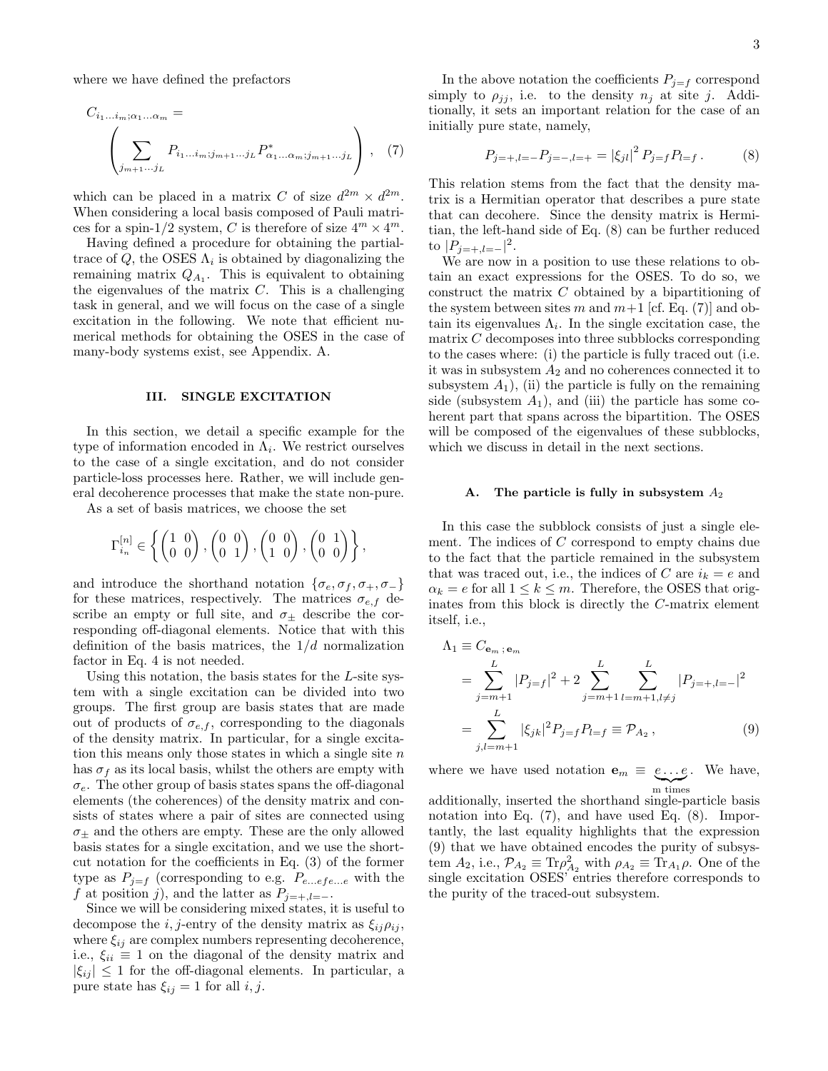where we have defined the prefactors

$$
C_{i_1 \ldots i_m ; \alpha_1 \ldots \alpha_m} = \left( \sum_{j_{m+1} \cdots j_L} P_{i_1 \ldots i_m ; j_{m+1} \ldots j_L} P^*_{\alpha_1 \ldots \alpha_m ; j_{m+1} \ldots j_L} \right) , \quad (7)
$$

which can be placed in a matrix $C$ of size $d^{2m} \times d^{2m}$. When considering a local basis composed of Pauli matrices for a spin-1/2 system, $C$ is therefore of size $4^m \times 4^m$.

Having defined a procedure for obtaining the partial-trace of $Q$, the OSES $\Lambda_i$ is obtained by diagonalizing the remaining matrix $Q_{A_1}$. This is equivalent to obtaining the eigenvalues of the matrix $C$. This is a challenging task in general, and we will focus on the case of a single excitation in the following. We note that efficient numerical methods for obtaining the OSES in the case of many-body systems exist, see Appendix. A.

## III. SINGLE EXCITATION

In this section, we detail a specific example for the type of information encoded in $\Lambda_i$. We restrict ourselves to the case of a single excitation, and do not consider particle-loss processes here. Rather, we will include general decoherence processes that make the state non-pure.

As a set of basis matrices, we choose the set

$$
\Gamma^{[n]}_{i_n} \in \left\{ \begin{pmatrix} 1 & 0 \\ 0 & 0 \end{pmatrix}, \begin{pmatrix} 0 & 0 \\ 0 & 1 \end{pmatrix}, \begin{pmatrix} 0 & 0 \\ 1 & 0 \end{pmatrix}, \begin{pmatrix} 0 & 1 \\ 0 & 0 \end{pmatrix} \right\},
$$

and introduce the shorthand notation $\{\sigma_e, \sigma_f, \sigma_+, \sigma_-\}$ for these matrices, respectively. The matrices $\sigma_{e,f}$ describe an empty or full site, and $\sigma_\pm$ describe the corresponding off-diagonal elements. Notice that with this definition of the basis matrices, the $1/d$ normalization factor in Eq. 4 is not needed.

Using this notation, the basis states for the $L$-site system with a single excitation can be divided into two groups. The first group are basis states that are made out of products of $\sigma_{e,f}$, corresponding to the diagonals of the density matrix. In particular, for a single excitation this means only those states in which a single site $n$ has $\sigma_f$ as its local basis, whilst the others are empty with $\sigma_e$. The other group of basis states spans the off-diagonal elements (the coherences) of the density matrix and consists of states where a pair of sites are connected using $\sigma_\pm$ and the others are empty. These are the only allowed basis states for a single excitation, and we use the shortcut notation for the coefficients in Eq. (3) of the former type as $P_{j=f}$ (corresponding to e.g. $P_{e \ldots efe \ldots e}$ with the $f$ at position $j$), and the latter as $P_{j=+,l=-}$.

Since we will be considering mixed states, it is useful to decompose the $i,j$-entry of the density matrix as $\xi_{ij}\rho_{ij}$, where $\xi_{ij}$ are complex numbers representing decoherence, i.e., $\xi_{ii} \equiv 1$ on the diagonal of the density matrix and $|\xi_{ij}| \leq 1$ for the off-diagonal elements. In particular, a pure state has $\xi_{ij} = 1$ for all $i,j$.

In the above notation the coefficients $P_{j=f}$ correspond simply to $\rho_{jj}$, i.e. to the density $n_j$ at site $j$. Additionally, it sets an important relation for the case of an initially pure state, namely,

$$
P_{j=+,l=-} P_{j=-,l=+} = |\xi_{jl}|^2 \, P_{j=f} P_{l=f} \, . \quad (8)
$$

This relation stems from the fact that the density matrix is a Hermitian operator that describes a pure state that can decohere. Since the density matrix is Hermitian, the left-hand side of Eq. (8) can be further reduced to $|P_{j=+,l=-}|^2$.

We are now in a position to use these relations to obtain an exact expressions for the OSES. To do so, we construct the matrix $C$ obtained by a bipartitioning of the system between sites $m$ and $m+1$ [cf. Eq. (7)] and obtain its eigenvalues $\Lambda_i$. In the single excitation case, the matrix $C$ decomposes into three subblocks corresponding to the cases where: (i) the particle is fully traced out (i.e. it was in subsystem $A_2$ and no coherences connected it to subsystem $A_1$), (ii) the particle is fully on the remaining side (subsystem $A_1$), and (iii) the particle has some coherent part that spans across the bipartition. The OSES will be composed of the eigenvalues of these subblocks, which we discuss in detail in the next sections.

### A. The particle is fully in subsystem $A_2$

In this case the subblock consists of just a single element. The indices of $C$ correspond to empty chains due to the fact that the particle remained in the subsystem that was traced out, i.e., the indices of $C$ are $i_k = e$ and $\alpha_k = e$ for all $1 \leq k \leq m$. Therefore, the OSES that originates from this block is directly the $C$-matrix element itself, i.e.,

$$
\begin{aligned}
\Lambda_1 \equiv C_{\mathbf{e}_m \, ; \, \mathbf{e}_m} &= \sum_{j=m+1}^{L} |P_{j=f}|^2 + 2 \sum_{j=m+1}^{L} \sum_{l=m+1, l \neq j}^{L} |P_{j=+,l=-}|^2 \\
&= \sum_{j,l=m+1}^{L} |\xi_{jk}|^2 P_{j=f} P_{l=f} \equiv \mathcal{P}_{A_2} \, , \quad (9)
\end{aligned}
$$

where we have used notation $\mathbf{e}_m \equiv \underbrace{e \ldots e}_{\text{m times}}$. We have, additionally, inserted the shorthand single-particle basis notation into Eq. (7), and have used Eq. (8). Importantly, the last equality highlights that the expression (9) that we have obtained encodes the purity of subsystem $A_2$, i.e., $\mathcal{P}_{A_2} \equiv \mathrm{Tr} \rho^2_{A_2}$ with $\rho_{A_2} \equiv \mathrm{Tr}_{A_1} \rho$. One of the single excitation OSES' entries therefore corresponds to the purity of the traced-out subsystem.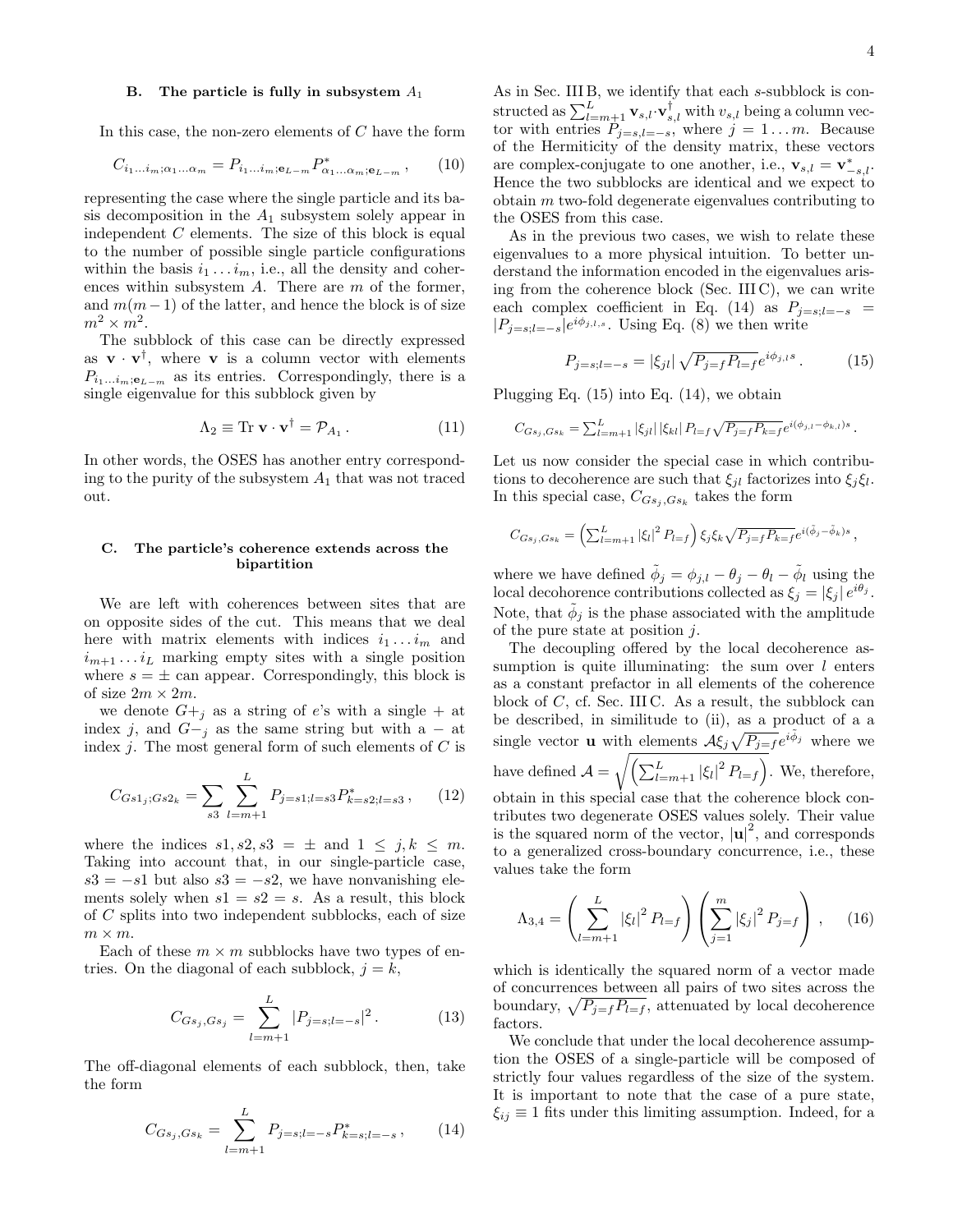### B. The particle is fully in subsystem $A_1$

In this case, the non-zero elements of $C$ have the form

$$C_{i_1 \ldots i_m;\alpha_1 \ldots \alpha_m} = P_{i_1 \ldots i_m;\mathbf{e}_{L-m}} P^*_{\alpha_1 \ldots \alpha_m;\mathbf{e}_{L-m}}, \qquad (10)$$

representing the case where the single particle and its basis decomposition in the $A_1$ subsystem solely appear in independent $C$ elements. The size of this block is equal to the number of possible single particle configurations within the basis $i_1 \ldots i_m$, i.e., all the density and coherences within subsystem $A$. There are $m$ of the former, and $m(m-1)$ of the latter, and hence the block is of size $m^2 \times m^2$.

The subblock of this case can be directly expressed as $\mathbf{v} \cdot \mathbf{v}^\dagger$, where $\mathbf{v}$ is a column vector with elements $P_{i_1 \ldots i_m;\mathbf{e}_{L-m}}$ as its entries. Correspondingly, there is a single eigenvalue for this subblock given by

$$\Lambda_2 \equiv \text{Tr}\, \mathbf{v} \cdot \mathbf{v}^\dagger = \mathcal{P}_{A_1}. \qquad (11)$$

In other words, the OSES has another entry corresponding to the purity of the subsystem $A_1$ that was not traced out.

### C. The particle's coherence extends across the bipartition

We are left with coherences between sites that are on opposite sides of the cut. This means that we deal here with matrix elements with indices $i_1 \ldots i_m$ and $i_{m+1} \ldots i_L$ marking empty sites with a single position where $s = \pm$ can appear. Correspondingly, this block is of size $2m \times 2m$.

we denote $G+_j$ as a string of $e$'s with a single $+$ at index $j$, and $G-_j$ as the same string but with a $-$ at index $j$. The most general form of such elements of $C$ is

$$C_{Gs1_j;Gs2_k} = \sum_{s3} \sum_{l=m+1}^{L} P_{j=s1;l=s3} P^*_{k=s2;l=s3}, \qquad (12)$$

where the indices $s1, s2, s3 = \pm$ and $1 \leq j, k \leq m$. Taking into account that, in our single-particle case, $s3 = -s1$ but also $s3 = -s2$, we have nonvanishing elements solely when $s1 = s2 = s$. As a result, this block of $C$ splits into two independent subblocks, each of size $m \times m$.

Each of these $m \times m$ subblocks have two types of entries. On the diagonal of each subblock, $j = k$,

$$C_{Gs_j,Gs_j} = \sum_{l=m+1}^{L} |P_{j=s;l=-s}|^2. \qquad (13)$$

The off-diagonal elements of each subblock, then, take the form

$$C_{Gs_j,Gs_k} = \sum_{l=m+1}^{L} P_{j=s;l=-s} P^*_{k=s;l=-s}, \qquad (14)$$

As in Sec. III B, we identify that each $s$-subblock is constructed as $\sum_{l=m+1}^{L} \mathbf{v}_{s,l} \cdot \mathbf{v}^\dagger_{s,l}$ with $v_{s,l}$ being a column vector with entries $P_{j=s,l=-s}$, where $j = 1 \ldots m$. Because of the Hermiticity of the density matrix, these vectors are complex-conjugate to one another, i.e., $\mathbf{v}_{s,l} = \mathbf{v}^*_{-s,l}$. Hence the two subblocks are identical and we expect to obtain $m$ two-fold degenerate eigenvalues contributing to the OSES from this case.

As in the previous two cases, we wish to relate these eigenvalues to a more physical intuition. To better understand the information encoded in the eigenvalues arising from the coherence block (Sec. III C), we can write each complex coefficient in Eq. (14) as $P_{j=s;l=-s} = |P_{j=s;l=-s}| e^{i\phi_{j,l,s}}$. Using Eq. (8) we then write

$$P_{j=s;l=-s} = |\xi_{jl}| \sqrt{P_{j=f} P_{l=f}} e^{i\phi_{j,l} s}. \qquad (15)$$

Plugging Eq. (15) into Eq. (14), we obtain

$$C_{Gs_j,Gs_k} = \textstyle\sum_{l=m+1}^{L} |\xi_{jl}| |\xi_{kl}| P_{l=f} \sqrt{P_{j=f} P_{k=f}} e^{i(\phi_{j,l} - \phi_{k,l}) s}.$$

Let us now consider the special case in which contributions to decoherence are such that $\xi_{jl}$ factorizes into $\xi_j \xi_l$. In this special case, $C_{Gs_j,Gs_k}$ takes the form

$$C_{Gs_j,Gs_k} = \left( \textstyle\sum_{l=m+1}^{L} |\xi_l|^2 P_{l=f} \right) \xi_j \xi_k \sqrt{P_{j=f} P_{k=f}} e^{i(\tilde{\phi}_j - \tilde{\phi}_k) s},$$

where we have defined $\tilde{\phi}_j = \phi_{j,l} - \theta_j - \theta_l - \tilde{\phi}_l$ using the local decohorence contributions collected as $\xi_j = |\xi_j| e^{i\theta_j}$. Note, that $\tilde{\phi}_j$ is the phase associated with the amplitude of the pure state at position $j$.

The decoupling offered by the local decoherence assumption is quite illuminating: the sum over $l$ enters as a constant prefactor in all elements of the coherence block of $C$, cf. Sec. III C. As a result, the subblock can be described, in similitude to (ii), as a product of a a single vector $\mathbf{u}$ with elements $\mathcal{A} \xi_j \sqrt{P_{j=f}} e^{i\tilde{\phi}_j}$ where we have defined $\mathcal{A} = \sqrt{\left( \sum_{l=m+1}^{L} |\xi_l|^2 P_{l=f} \right)}$. We, therefore, obtain in this special case that the coherence block contributes two degenerate OSES values solely. Their value is the squared norm of the vector, $|\mathbf{u}|^2$, and corresponds to a generalized cross-boundary concurrence, i.e., these values take the form

$$\Lambda_{3,4} = \left( \sum_{l=m+1}^{L} |\xi_l|^2 P_{l=f} \right) \left( \sum_{j=1}^{m} |\xi_j|^2 P_{j=f} \right), \qquad (16)$$

which is identically the squared norm of a vector made of concurrences between all pairs of two sites across the boundary, $\sqrt{P_{j=f} P_{l=f}}$, attenuated by local decoherence factors.

We conclude that under the local decoherence assumption the OSES of a single-particle will be composed of strictly four values regardless of the size of the system. It is important to note that the case of a pure state, $\xi_{ij} \equiv 1$ fits under this limiting assumption. Indeed, for a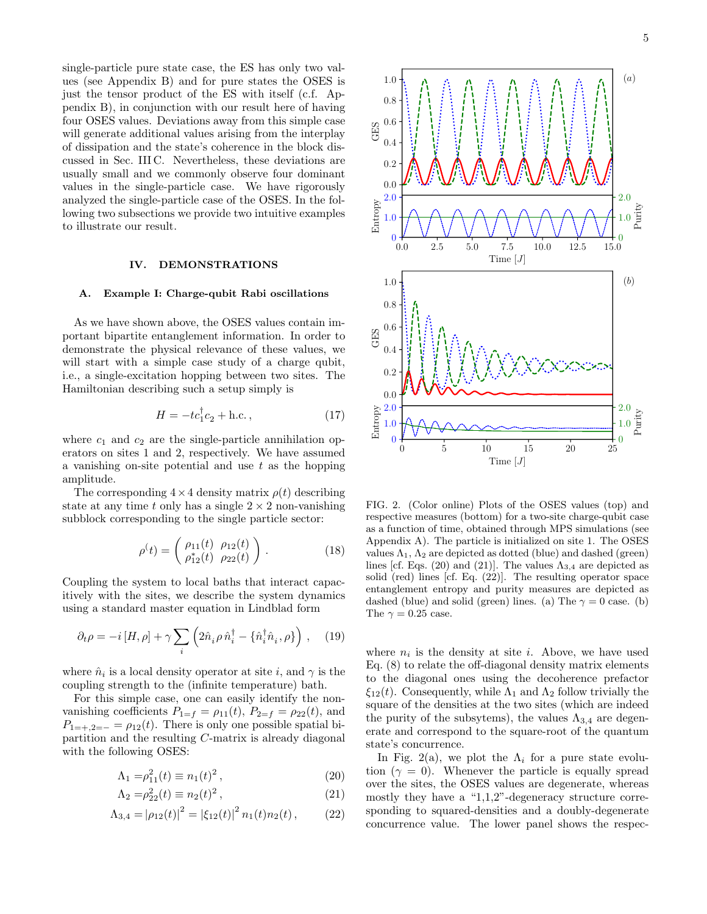single-particle pure state case, the ES has only two values (see Appendix B) and for pure states the OSES is just the tensor product of the ES with itself (c.f. Appendix B), in conjunction with our result here of having four OSES values. Deviations away from this simple case will generate additional values arising from the interplay of dissipation and the state's coherence in the block discussed in Sec. III C. Nevertheless, these deviations are usually small and we commonly observe four dominant values in the single-particle case. We have rigorously analyzed the single-particle case of the OSES. In the following two subsections we provide two intuitive examples to illustrate our result.

## IV. DEMONSTRATIONS

### A. Example I: Charge-qubit Rabi oscillations

As we have shown above, the OSES values contain important bipartite entanglement information. In order to demonstrate the physical relevance of these values, we will start with a simple case study of a charge qubit, i.e., a single-excitation hopping between two sites. The Hamiltonian describing such a setup simply is

$$H = -t c_1^\dagger c_2 + \text{h.c.}\,, \tag{17}$$

where $c_1$ and $c_2$ are the single-particle annihilation operators on sites 1 and 2, respectively. We have assumed a vanishing on-site potential and use $t$ as the hopping amplitude.

The corresponding $4\times 4$ density matrix $\rho(t)$ describing state at any time $t$ only has a single $2\times 2$ non-vanishing subblock corresponding to the single particle sector:

$$\rho^{(}t) = \begin{pmatrix} \rho_{11}(t) & \rho_{12}(t) \\ \rho_{12}^*(t) & \rho_{22}(t) \end{pmatrix}. \tag{18}$$

Coupling the system to local baths that interact capacitively with the sites, we describe the system dynamics using a standard master equation in Lindblad form

$$\partial_t \rho = -i\,[H,\rho] + \gamma \sum_i \left(2\hat{n}_i \rho\, \hat{n}_i^\dagger - \{\hat{n}_i^\dagger \hat{n}_i, \rho\}\right)\,, \tag{19}$$

where $\hat{n}_i$ is a local density operator at site $i$, and $\gamma$ is the coupling strength to the (infinite temperature) bath.

For this simple case, one can easily identify the non-vanishing coefficients $P_{1=f} = \rho_{11}(t)$, $P_{2=f} = \rho_{22}(t)$, and $P_{1=+,2=-} = \rho_{12}(t)$. There is only one possible spatial bipartition and the resulting $C$-matrix is already diagonal with the following OSES:

$$\Lambda_1 = \rho_{11}^2(t) \equiv n_1(t)^2\,, \tag{20}$$

$$\Lambda_2 = \rho_{22}^2(t) \equiv n_2(t)^2\,, \tag{21}$$

$$\Lambda_{3,4} = |\rho_{12}(t)|^2 = |\xi_{12}(t)|^2\, n_1(t) n_2(t)\,, \tag{22}$$

FIG. 2. (Color online) Plots of the OSES values (top) and respective measures (bottom) for a two-site charge-qubit case as a function of time, obtained through MPS simulations (see Appendix A). The particle is initialized on site 1. The OSES values $\Lambda_1$, $\Lambda_2$ are depicted as dotted (blue) and dashed (green) lines [cf. Eqs. (20) and (21)]. The values $\Lambda_{3,4}$ are depicted as solid (red) lines [cf. Eq. (22)]. The resulting operator space entanglement entropy and purity measures are depicted as dashed (blue) and solid (green) lines. (a) The $\gamma = 0$ case. (b) The $\gamma = 0.25$ case.

where $n_i$ is the density at site $i$. Above, we have used Eq. (8) to relate the off-diagonal density matrix elements to the diagonal ones using the decoherence prefactor $\xi_{12}(t)$. Consequently, while $\Lambda_1$ and $\Lambda_2$ follow trivially the square of the densities at the two sites (which are indeed the purity of the subsytems), the values $\Lambda_{3,4}$ are degenerate and correspond to the square-root of the quantum state's concurrence.

In Fig. 2(a), we plot the $\Lambda_i$ for a pure state evolution ($\gamma = 0$). Whenever the particle is equally spread over the sites, the OSES values are degenerate, whereas mostly they have a "1,1,2"-degeneracy structure corresponding to squared-densities and a doubly-degenerate concurrence value. The lower panel shows the respec-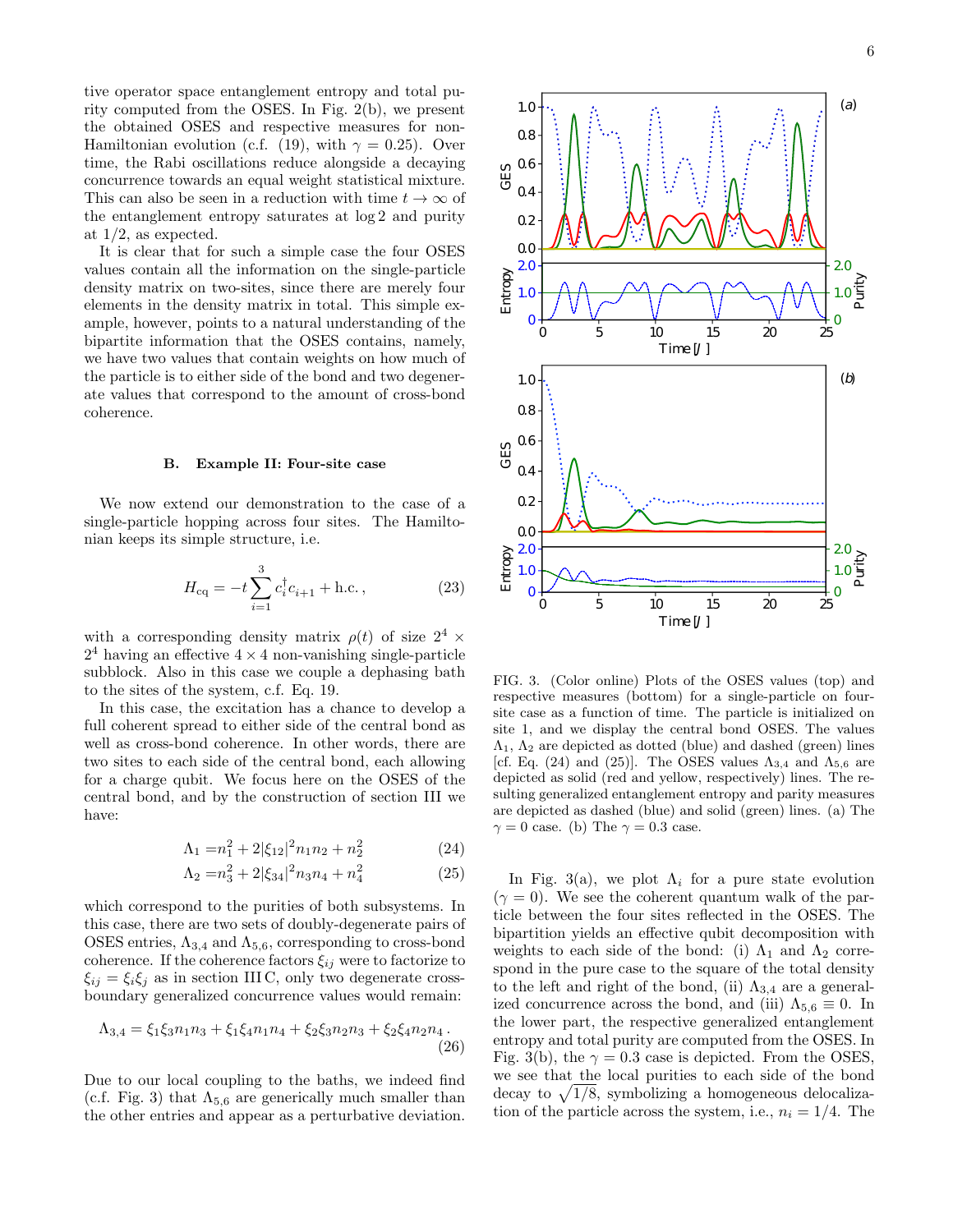tive operator space entanglement entropy and total purity computed from the OSES. In Fig. 2(b), we present the obtained OSES and respective measures for non-Hamiltonian evolution (c.f. (19), with $\gamma = 0.25$). Over time, the Rabi oscillations reduce alongside a decaying concurrence towards an equal weight statistical mixture. This can also be seen in a reduction with time $t \to \infty$ of the entanglement entropy saturates at $\log 2$ and purity at $1/2$, as expected.

It is clear that for such a simple case the four OSES values contain all the information on the single-particle density matrix on two-sites, since there are merely four elements in the density matrix in total. This simple example, however, points to a natural understanding of the bipartite information that the OSES contains, namely, we have two values that contain weights on how much of the particle is to either side of the bond and two degenerate values that correspond to the amount of cross-bond coherence.

### B. Example II: Four-site case

We now extend our demonstration to the case of a single-particle hopping across four sites. The Hamiltonian keeps its simple structure, i.e.

$$H_{\rm cq} = -t \sum_{i=1}^{3} c_i^\dagger c_{i+1} + \text{h.c.}\,, \tag{23}$$

with a corresponding density matrix $\rho(t)$ of size $2^4 \times 2^4$ having an effective $4 \times 4$ non-vanishing single-particle subblock. Also in this case we couple a dephasing bath to the sites of the system, c.f. Eq. 19.

In this case, the excitation has a chance to develop a full coherent spread to either side of the central bond as well as cross-bond coherence. In other words, there are two sites to each side of the central bond, each allowing for a charge qubit. We focus here on the OSES of the central bond, and by the construction of section III we have:

$$\Lambda_1 = n_1^2 + 2|\xi_{12}|^2 n_1 n_2 + n_2^2 \tag{24}$$

$$\Lambda_2 = n_3^2 + 2|\xi_{34}|^2 n_3 n_4 + n_4^2 \tag{25}$$

which correspond to the purities of both subsystems. In this case, there are two sets of doubly-degenerate pairs of OSES entries, $\Lambda_{3,4}$ and $\Lambda_{5,6}$, corresponding to cross-bond coherence. If the coherence factors $\xi_{ij}$ were to factorize to $\xi_{ij} = \xi_i \xi_j$ as in section III C, only two degenerate cross-boundary generalized concurrence values would remain:

$$\Lambda_{3,4} = \xi_1\xi_3 n_1 n_3 + \xi_1 \xi_4 n_1 n_4 + \xi_2 \xi_3 n_2 n_3 + \xi_2 \xi_4 n_2 n_4\,. \tag{26}$$

Due to our local coupling to the baths, we indeed find (c.f. Fig. 3) that $\Lambda_{5,6}$ are generically much smaller than the other entries and appear as a perturbative deviation.

FIG. 3. (Color online) Plots of the OSES values (top) and respective measures (bottom) for a single-particle on four-site case as a function of time. The particle is initialized on site 1, and we display the central bond OSES. The values $\Lambda_1$, $\Lambda_2$ are depicted as dotted (blue) and dashed (green) lines [cf. Eq. (24) and (25)]. The OSES values $\Lambda_{3,4}$ and $\Lambda_{5,6}$ are depicted as solid (red and yellow, respectively) lines. The resulting generalized entanglement entropy and parity measures are depicted as dashed (blue) and solid (green) lines. (a) The $\gamma = 0$ case. (b) The $\gamma = 0.3$ case.

In Fig. 3(a), we plot $\Lambda_i$ for a pure state evolution ($\gamma = 0$). We see the coherent quantum walk of the particle between the four sites reflected in the OSES. The bipartition yields an effective qubit decomposition with weights to each side of the bond: (i) $\Lambda_1$ and $\Lambda_2$ correspond in the pure case to the square of the total density to the left and right of the bond, (ii) $\Lambda_{3,4}$ are a generalized concurrence across the bond, and (iii) $\Lambda_{5,6} \equiv 0$. In the lower part, the respective generalized entanglement entropy and total purity are computed from the OSES. In Fig. 3(b), the $\gamma = 0.3$ case is depicted. From the OSES, we see that the local purities to each side of the bond decay to $\sqrt{1/8}$, symbolizing a homogeneous delocalization of the particle across the system, i.e., $n_i = 1/4$. The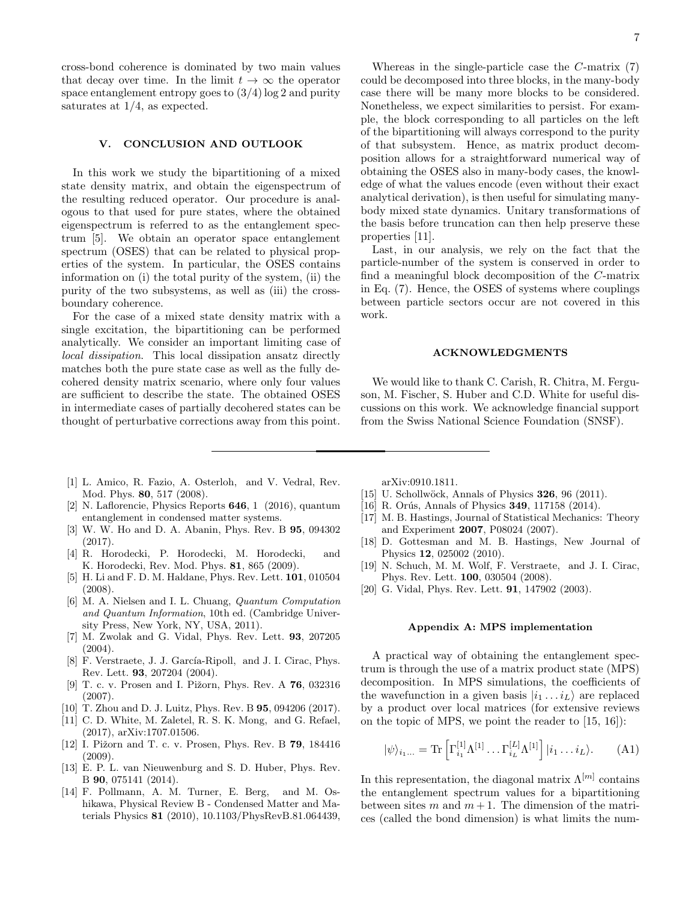cross-bond coherence is dominated by two main values that decay over time. In the limit $t \to \infty$ the operator space entanglement entropy goes to $(3/4) \log 2$ and purity saturates at $1/4$, as expected.

## V. CONCLUSION AND OUTLOOK

In this work we study the bipartitioning of a mixed state density matrix, and obtain the eigenspectrum of the resulting reduced operator. Our procedure is analogous to that used for pure states, where the obtained eigenspectrum is referred to as the entanglement spectrum [5]. We obtain an operator space entanglement spectrum (OSES) that can be related to physical properties of the system. In particular, the OSES contains information on (i) the total purity of the system, (ii) the purity of the two subsystems, as well as (iii) the cross-boundary coherence.

For the case of a mixed state density matrix with a single excitation, the bipartitioning can be performed analytically. We consider an important limiting case of *local dissipation*. This local dissipation ansatz directly matches both the pure state case as well as the fully decohered density matrix scenario, where only four values are sufficient to describe the state. The obtained OSES in intermediate cases of partially decohered states can be thought of perturbative corrections away from this point.

Whereas in the single-particle case the $C$-matrix (7) could be decomposed into three blocks, in the many-body case there will be many more blocks to be considered. Nonetheless, we expect similarities to persist. For example, the block corresponding to all particles on the left of the bipartitioning will always correspond to the purity of that subsystem. Hence, as matrix product decomposition allows for a straightforward numerical way of obtaining the OSES also in many-body cases, the knowledge of what the values encode (even without their exact analytical derivation), is then useful for simulating many-body mixed state dynamics. Unitary transformations of the basis before truncation can then help preserve these properties [11].

Last, in our analysis, we rely on the fact that the particle-number of the system is conserved in order to find a meaningful block decomposition of the $C$-matrix in Eq. (7). Hence, the OSES of systems where couplings between particle sectors occur are not covered in this work.

## ACKNOWLEDGMENTS

We would like to thank C. Carish, R. Chitra, M. Ferguson, M. Fischer, S. Huber and C.D. White for useful discussions on this work. We acknowledge financial support from the Swiss National Science Foundation (SNSF).

---

[1] L. Amico, R. Fazio, A. Osterloh, and V. Vedral, Rev. Mod. Phys. **80**, 517 (2008).
[2] N. Laflorencie, Physics Reports **646**, 1 (2016), quantum entanglement in condensed matter systems.
[3] W. W. Ho and D. A. Abanin, Phys. Rev. B **95**, 094302 (2017).
[4] R. Horodecki, P. Horodecki, M. Horodecki, and K. Horodecki, Rev. Mod. Phys. **81**, 865 (2009).
[5] H. Li and F. D. M. Haldane, Phys. Rev. Lett. **101**, 010504 (2008).
[6] M. A. Nielsen and I. L. Chuang, *Quantum Computation and Quantum Information*, 10th ed. (Cambridge University Press, New York, NY, USA, 2011).
[7] M. Zwolak and G. Vidal, Phys. Rev. Lett. **93**, 207205 (2004).
[8] F. Verstraete, J. J. García-Ripoll, and J. I. Cirac, Phys. Rev. Lett. **93**, 207204 (2004).
[9] T. c. v. Prosen and I. Pižorn, Phys. Rev. A **76**, 032316 (2007).
[10] T. Zhou and D. J. Luitz, Phys. Rev. B **95**, 094206 (2017).
[11] C. D. White, M. Zaletel, R. S. K. Mong, and G. Refael, (2017), arXiv:1707.01506.
[12] I. Pižorn and T. c. v. Prosen, Phys. Rev. B **79**, 184416 (2009).
[13] E. P. L. van Nieuwenburg and S. D. Huber, Phys. Rev. B **90**, 075141 (2014).
[14] F. Pollmann, A. M. Turner, E. Berg, and M. Oshikawa, Physical Review B - Condensed Matter and Materials Physics **81** (2010), 10.1103/PhysRevB.81.064439, arXiv:0910.1811.
[15] U. Schollwöck, Annals of Physics **326**, 96 (2011).
[16] R. Orús, Annals of Physics **349**, 117158 (2014).
[17] M. B. Hastings, Journal of Statistical Mechanics: Theory and Experiment **2007**, P08024 (2007).
[18] D. Gottesman and M. B. Hastings, New Journal of Physics **12**, 025002 (2010).
[19] N. Schuch, M. M. Wolf, F. Verstraete, and J. I. Cirac, Phys. Rev. Lett. **100**, 030504 (2008).
[20] G. Vidal, Phys. Rev. Lett. **91**, 147902 (2003).

### Appendix A: MPS implementation

A practical way of obtaining the entanglement spectrum is through the use of a matrix product state (MPS) decomposition. In MPS simulations, the coefficients of the wavefunction in a given basis $|i_1 \dots i_L\rangle$ are replaced by a product over local matrices (for extensive reviews on the topic of MPS, we point the reader to [15, 16]):

$$|\psi\rangle_{i_1\dots} = \mathrm{Tr}\left[\Gamma^{[1]}_{i_1}\Lambda^{[1]} \dots \Gamma^{[L]}_{i_L}\Lambda^{[1]}\right]|i_1 \dots i_L\rangle. \qquad \text{(A1)}$$

In this representation, the diagonal matrix $\Lambda^{[m]}$ contains the entanglement spectrum values for a bipartitioning between sites $m$ and $m+1$. The dimension of the matrices (called the bond dimension) is what limits the num-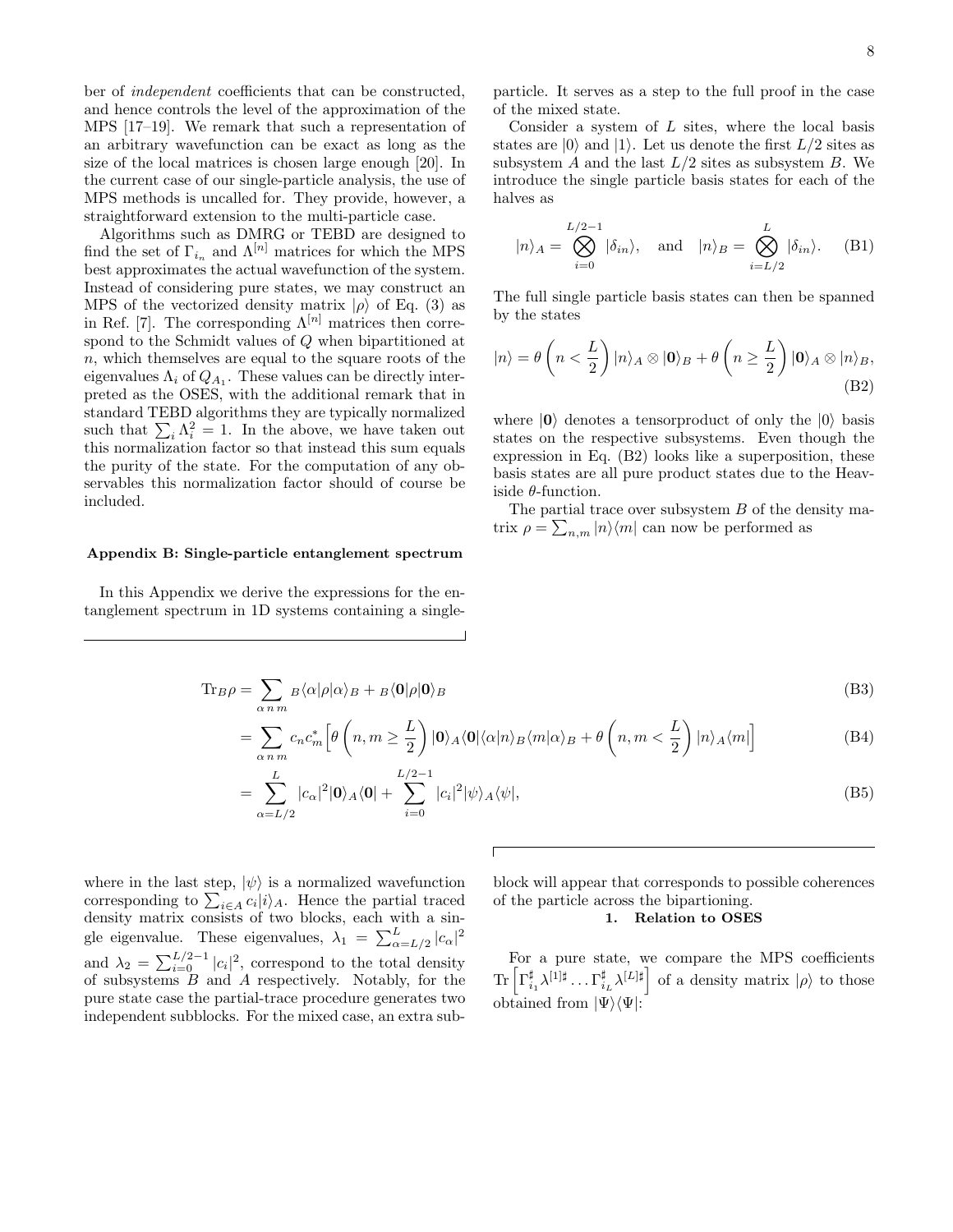ber of *independent* coefficients that can be constructed, and hence controls the level of the approximation of the MPS [17–19]. We remark that such a representation of an arbitrary wavefunction can be exact as long as the size of the local matrices is chosen large enough [20]. In the current case of our single-particle analysis, the use of MPS methods is uncalled for. They provide, however, a straightforward extension to the multi-particle case.

Algorithms such as DMRG or TEBD are designed to find the set of $\Gamma_{i_n}$ and $\Lambda^{[n]}$ matrices for which the MPS best approximates the actual wavefunction of the system. Instead of considering pure states, we may construct an MPS of the vectorized density matrix $|\rho\rangle$ of Eq. (3) as in Ref. [7]. The corresponding $\Lambda^{[n]}$ matrices then correspond to the Schmidt values of $Q$ when bipartitioned at $n$, which themselves are equal to the square roots of the eigenvalues $\Lambda_i$ of $Q_{A_1}$. These values can be directly interpreted as the OSES, with the additional remark that in standard TEBD algorithms they are typically normalized such that $\sum_i \Lambda_i^2 = 1$. In the above, we have taken out this normalization factor so that instead this sum equals the purity of the state. For the computation of any observables this normalization factor should of course be included.

### Appendix B: Single-particle entanglement spectrum

In this Appendix we derive the expressions for the entanglement spectrum in 1D systems containing a single-particle. It serves as a step to the full proof in the case of the mixed state.

Consider a system of $L$ sites, where the local basis states are $|0\rangle$ and $|1\rangle$. Let us denote the first $L/2$ sites as subsystem $A$ and the last $L/2$ sites as subsystem $B$. We introduce the single particle basis states for each of the halves as

$$|n\rangle_A = \bigotimes_{i=0}^{L/2-1} |\delta_{in}\rangle, \quad \text{and} \quad |n\rangle_B = \bigotimes_{i=L/2}^{L} |\delta_{in}\rangle. \tag{B1}$$

The full single particle basis states can then be spanned by the states

$$|n\rangle = \theta\left(n < \frac{L}{2}\right)|n\rangle_A \otimes |\mathbf{0}\rangle_B + \theta\left(n \geq \frac{L}{2}\right)|\mathbf{0}\rangle_A \otimes |n\rangle_B, \tag{B2}$$

where $|\mathbf{0}\rangle$ denotes a tensorproduct of only the $|0\rangle$ basis states on the respective subsystems. Even though the expression in Eq. (B2) looks like a superposition, these basis states are all pure product states due to the Heaviside $\theta$-function.

The partial trace over subsystem $B$ of the density matrix $\rho = \sum_{n,m} |n\rangle\langle m|$ can now be performed as

$$\begin{aligned}
\mathrm{Tr}_B\rho &= \sum_{\alpha\, n\, m} {}_B\langle\alpha|\rho|\alpha\rangle_B + {}_B\langle\mathbf{0}|\rho|\mathbf{0}\rangle_B && \text{(B3)}\\
&= \sum_{\alpha\, n\, m} c_n c_m^* \Big[\theta\left(n, m \geq \frac{L}{2}\right)|\mathbf{0}\rangle_A\langle\mathbf{0}|\langle\alpha|n\rangle_B\langle m|\alpha\rangle_B + \theta\left(n, m < \frac{L}{2}\right)|n\rangle_A\langle m|\Big] && \text{(B4)}\\
&= \sum_{\alpha=L/2}^{L} |c_\alpha|^2 |\mathbf{0}\rangle_A\langle\mathbf{0}| + \sum_{i=0}^{L/2-1} |c_i|^2 |\psi\rangle_A\langle\psi|, && \text{(B5)}
\end{aligned}$$

where in the last step, $|\psi\rangle$ is a normalized wavefunction corresponding to $\sum_{i\in A} c_i|i\rangle_A$. Hence the partial traced density matrix consists of two blocks, each with a single eigenvalue. These eigenvalues, $\lambda_1 = \sum_{\alpha=L/2}^{L} |c_\alpha|^2$ and $\lambda_2 = \sum_{i=0}^{L/2-1} |c_i|^2$, correspond to the total density of subsystems $B$ and $A$ respectively. Notably, for the pure state case the partial-trace procedure generates two independent subblocks. For the mixed case, an extra subblock will appear that corresponds to possible coherences of the particle across the bipartitioning.

#### 1. Relation to OSES

For a pure state, we compare the MPS coefficients $\mathrm{Tr}\left[\Gamma^{\sharp}_{i_1}\lambda^{[1]\sharp}\ldots\Gamma^{\sharp}_{i_L}\lambda^{[L]\sharp}\right]$ of a density matrix $|\rho\rangle$ to those obtained from $|\Psi\rangle\langle\Psi|$: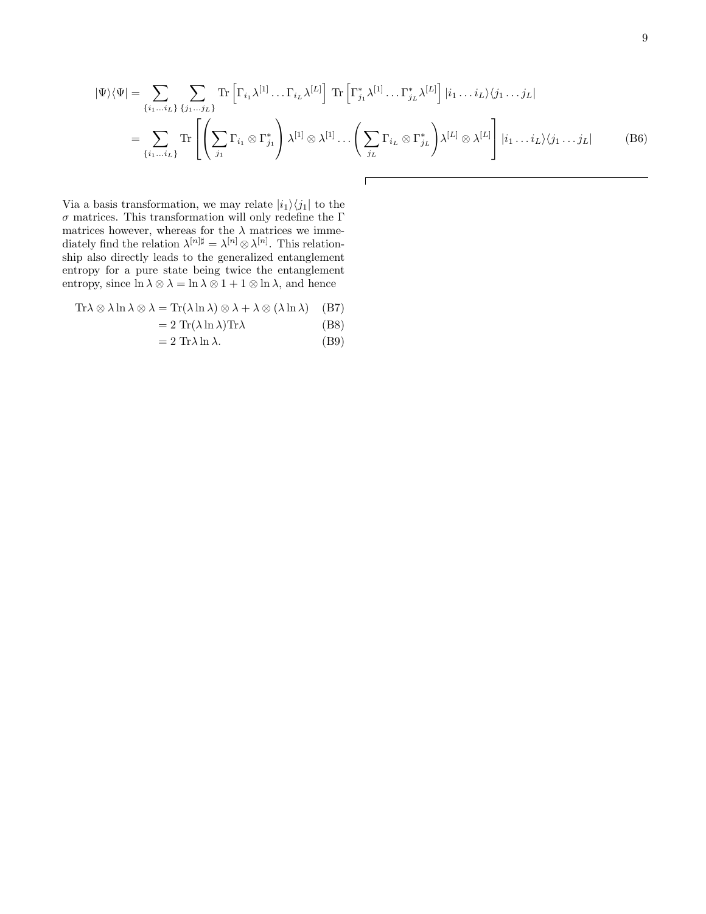$$
\begin{aligned}
|\Psi\rangle\langle\Psi| &= \sum_{\{i_1\ldots i_L\}} \sum_{\{j_1\ldots j_L\}} \mathrm{Tr}\left[\Gamma_{i_1}\lambda^{[1]}\ldots\Gamma_{i_L}\lambda^{[L]}\right]\ \mathrm{Tr}\left[\Gamma^*_{j_1}\lambda^{[1]}\ldots\Gamma^*_{j_L}\lambda^{[L]}\right] |i_1\ldots i_L\rangle\langle j_1\ldots j_L| \\
&= \sum_{\{i_1\ldots i_L\}} \mathrm{Tr}\left[\left(\sum_{j_1}\Gamma_{i_1}\otimes\Gamma^*_{j_1}\right)\lambda^{[1]}\otimes\lambda^{[1]}\ldots\left(\sum_{j_L}\Gamma_{i_L}\otimes\Gamma^*_{j_L}\right)\lambda^{[L]}\otimes\lambda^{[L]}\right] |i_1\ldots i_L\rangle\langle j_1\ldots j_L| \qquad \text{(B6)}
\end{aligned}
$$

Via a basis transformation, we may relate $|i_1\rangle\langle j_1|$ to the $\sigma$ matrices. This transformation will only redefine the $\Gamma$ matrices however, whereas for the $\lambda$ matrices we immediately find the relation $\lambda^{[n]\sharp} = \lambda^{[n]}\otimes\lambda^{[n]}$. This relationship also directly leads to the generalized entanglement entropy for a pure state being twice the entanglement entropy, since $\ln\lambda\otimes\lambda = \ln\lambda\otimes 1 + 1\otimes\ln\lambda$, and hence

$$
\begin{aligned}
\mathrm{Tr}\lambda\otimes\lambda\ln\lambda\otimes\lambda &= \mathrm{Tr}(\lambda\ln\lambda)\otimes\lambda + \lambda\otimes(\lambda\ln\lambda) \qquad \text{(B7)} \\
&= 2\ \mathrm{Tr}(\lambda\ln\lambda)\mathrm{Tr}\lambda \qquad \text{(B8)} \\
&= 2\ \mathrm{Tr}\lambda\ln\lambda. \qquad \text{(B9)}
\end{aligned}
$$